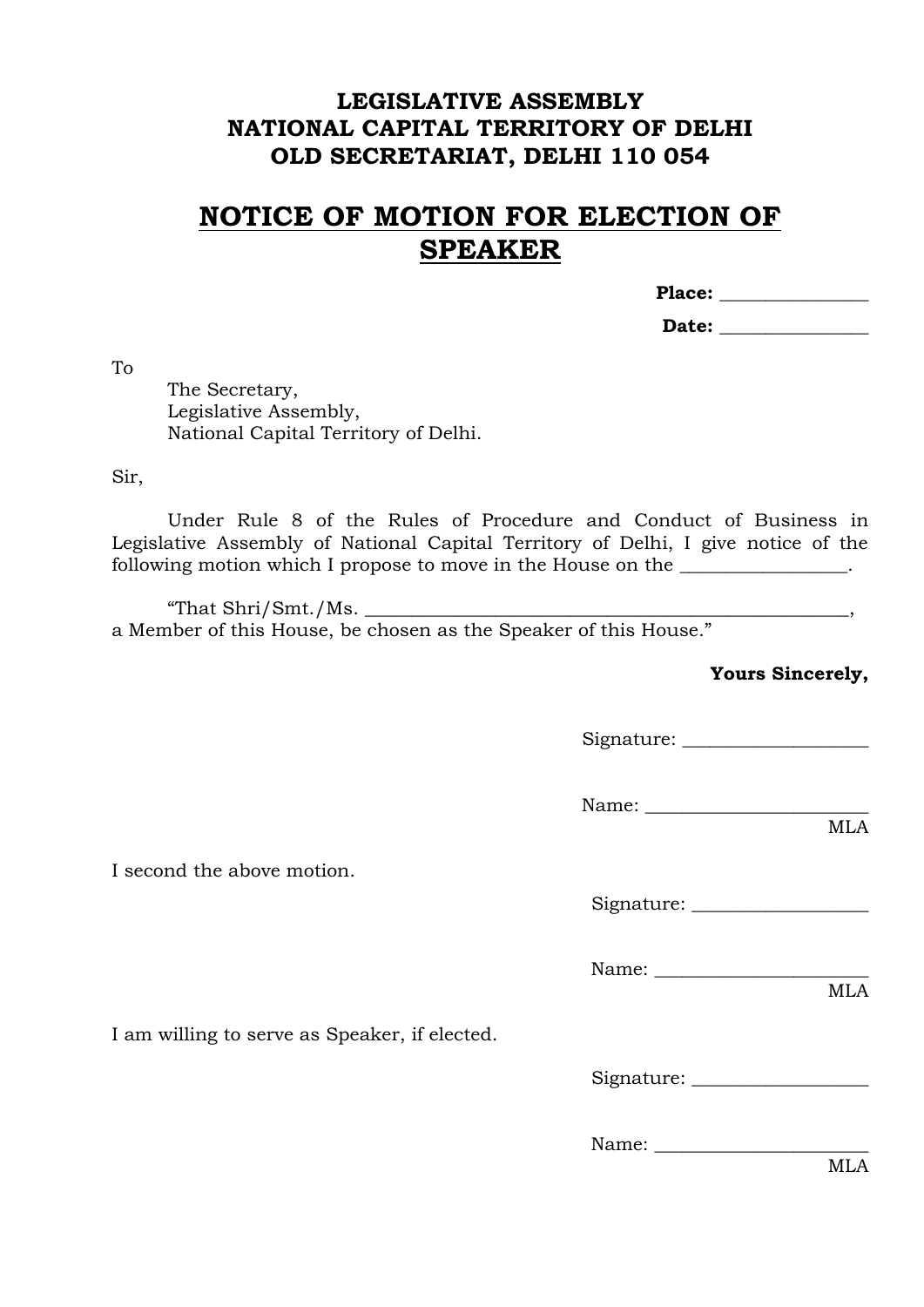**LEGISLATIVE ASSEMBLY**
**NATIONAL CAPITAL TERRITORY OF DELHI**
**OLD SECRETARIAT, DELHI 110 054**

# NOTICE OF MOTION FOR ELECTION OF SPEAKER

**Place:** ________________

**Date:** ________________

To

The Secretary,
Legislative Assembly,
National Capital Territory of Delhi.

Sir,

Under Rule 8 of the Rules of Procedure and Conduct of Business in Legislative Assembly of National Capital Territory of Delhi, I give notice of the following motion which I propose to move in the House on the _________________.

"That Shri/Smt./Ms. _____________________________________________________, a Member of this House, be chosen as the Speaker of this House."

**Yours Sincerely,**

Signature: ____________________

Name: ________________________
MLA

I second the above motion.

Signature: ___________________

Name: _______________________
MLA

I am willing to serve as Speaker, if elected.

Signature: ___________________

Name: _______________________
MLA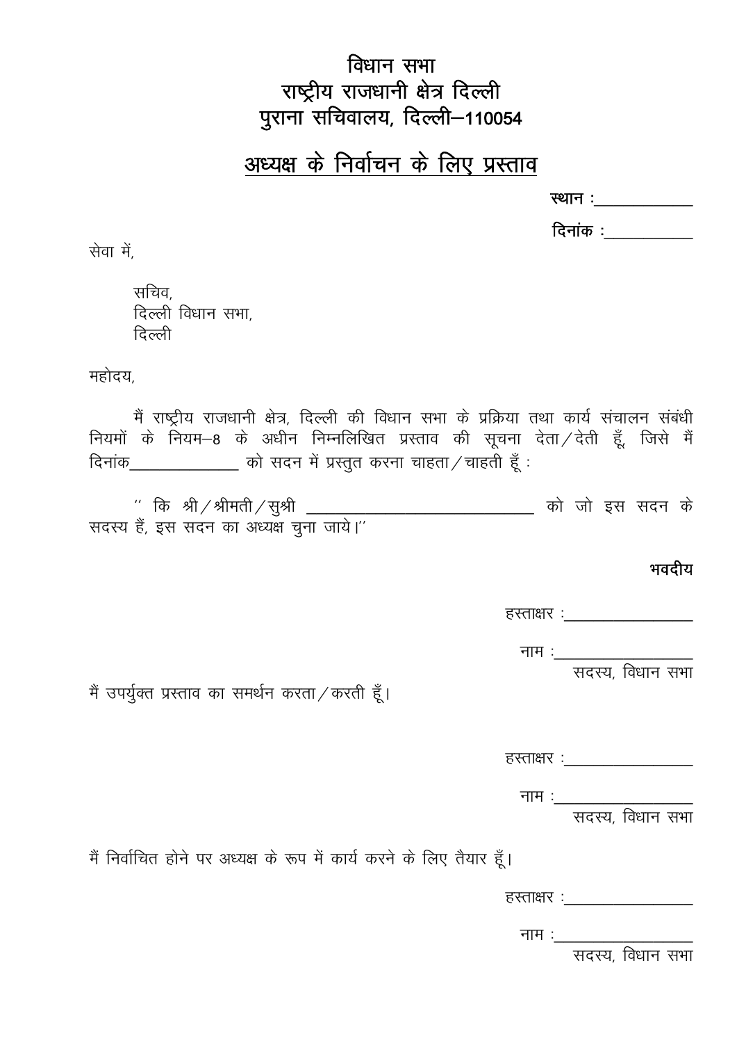# विधान सभा
# राष्ट्रीय राजधानी क्षेत्र दिल्ली
# पुराना सचिवालय, दिल्ली–110054

## अध्यक्ष के निर्वाचन के लिए प्रस्ताव

स्थान :____________

दिनांक :___________

सेवा में,

सचिव,
दिल्ली विधान सभा,
दिल्ली

महोदय,

मैं राष्ट्रीय राजधानी क्षेत्र, दिल्ली की विधान सभा के प्रक्रिया तथा कार्य संचालन संबंधी नियमों के नियम–8 के अधीन निम्नलिखित प्रस्ताव की सूचना देता/देती हूँ, जिसे मैं दिनांक______________ को सदन में प्रस्तुत करना चाहता/चाहती हूँ :

'' कि श्री/श्रीमती/सुश्री ______________________________ को जो इस सदन के सदस्य हैं, इस सदन का अध्यक्ष चुना जाये।''

भवदीय

हस्ताक्षर :________________

नाम :_________________
सदस्य, विधान सभा

मैं उपर्युक्त प्रस्ताव का समर्थन करता/करती हूँ।

हस्ताक्षर :________________

नाम :_________________
सदस्य, विधान सभा

मैं निर्वाचित होने पर अध्यक्ष के रूप में कार्य करने के लिए तैयार हूँ।

हस्ताक्षर :________________

नाम :_________________
सदस्य, विधान सभा